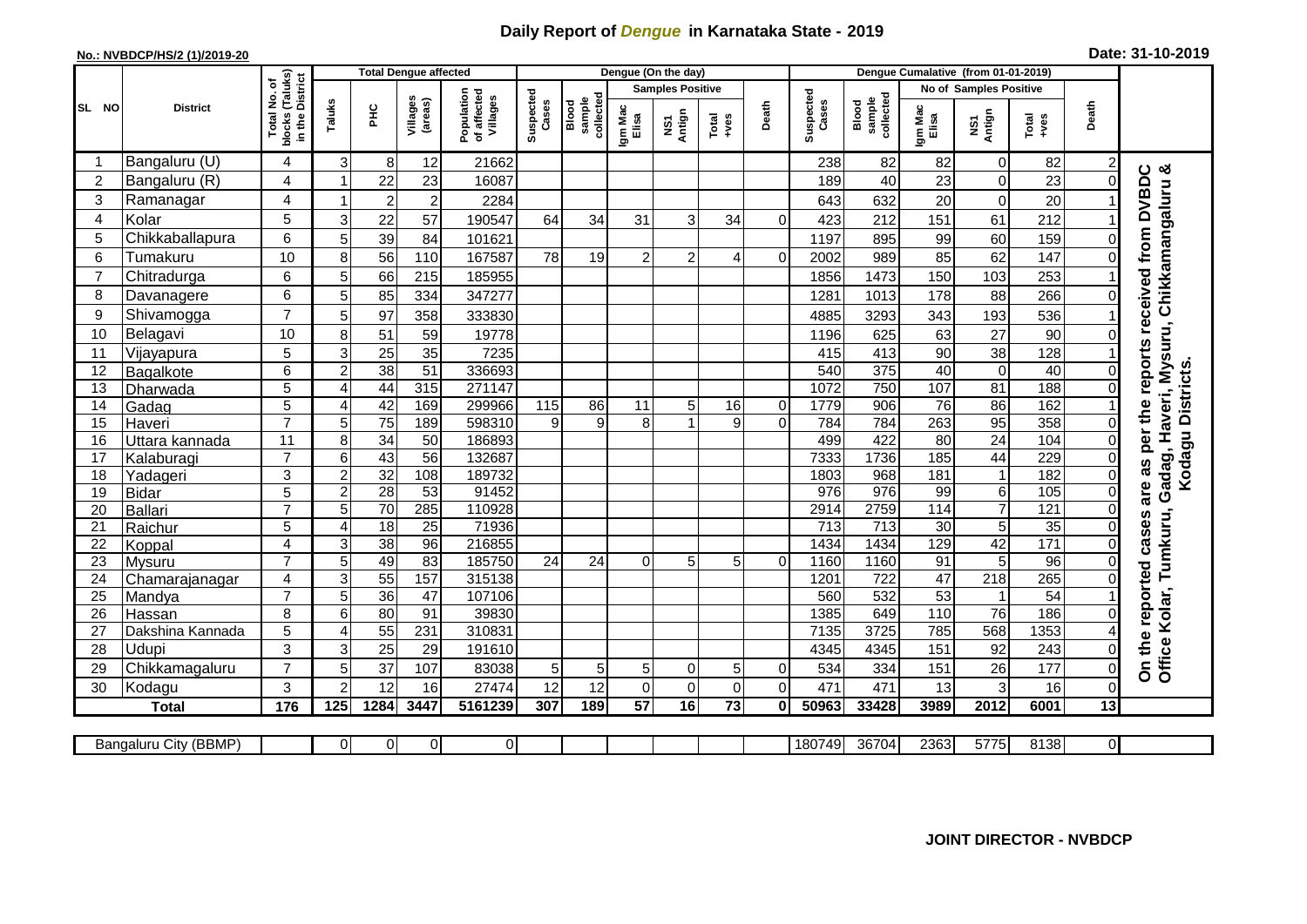# Daily Report of *Dengue* in Karnataka State - 2019

**No.: NVBDCP/HS/2 (1)/2019-20**

**Date: 31-10-2019**

| SL NO | District | Total No. of blocks (Taluks) in the District | Total Dengue affected | | | | Dengue (On the day) | | | | | | Dengue Cumalative (from 01-01-2019) | | | | | | |
|---|---|---|---|---|---|---|---|---|---|---|---|---|---|---|---|---|---|---|---|
| | | | Taluks | PHC | Villages (areas) | Population of affected Villages | Suspected Cases | Blood sample collected | Samples Positive | | | Death | Suspected Cases | Blood sample collected | No of Samples Positive | | | Death | |
| | | | | | | | | | Igm Mac Elisa | NS1 Antign | Total +ves | | | | Igm Mac Elisa | NS1 Antign | Total +ves | | |
| 1 | Bangaluru (U) | 4 | 3 | 8 | 12 | 21662 | | | | | | | 238 | 82 | 82 | 0 | 82 | 2 | On the reported cases are as per the reports received from DVBDC Office Kolar, Tumkuru, Gadag, Haveri, Mysuru, Chikkamangaluru & Kodagu Districts. |
| 2 | Bangaluru (R) | 4 | 1 | 22 | 23 | 16087 | | | | | | | 189 | 40 | 23 | 0 | 23 | 0 | |
| 3 | Ramanagar | 4 | 1 | 2 | 2 | 2284 | | | | | | | 643 | 632 | 20 | 0 | 20 | 1 | |
| 4 | Kolar | 5 | 3 | 22 | 57 | 190547 | 64 | 34 | 31 | 3 | 34 | 0 | 423 | 212 | 151 | 61 | 212 | 1 | |
| 5 | Chikkaballapura | 6 | 5 | 39 | 84 | 101621 | | | | | | | 1197 | 895 | 99 | 60 | 159 | 0 | |
| 6 | Tumakuru | 10 | 8 | 56 | 110 | 167587 | 78 | 19 | 2 | 2 | 4 | 0 | 2002 | 989 | 85 | 62 | 147 | 0 | |
| 7 | Chitradurga | 6 | 5 | 66 | 215 | 185955 | | | | | | | 1856 | 1473 | 150 | 103 | 253 | 1 | |
| 8 | Davanagere | 6 | 5 | 85 | 334 | 347277 | | | | | | | 1281 | 1013 | 178 | 88 | 266 | 0 | |
| 9 | Shivamogga | 7 | 5 | 97 | 358 | 333830 | | | | | | | 4885 | 3293 | 343 | 193 | 536 | 1 | |
| 10 | Belagavi | 10 | 8 | 51 | 59 | 19778 | | | | | | | 1196 | 625 | 63 | 27 | 90 | 0 | |
| 11 | Vijayapura | 5 | 3 | 25 | 35 | 7235 | | | | | | | 415 | 413 | 90 | 38 | 128 | 1 | |
| 12 | Bagalkote | 6 | 2 | 38 | 51 | 336693 | | | | | | | 540 | 375 | 40 | 0 | 40 | 0 | |
| 13 | Dharwada | 5 | 4 | 44 | 315 | 271147 | | | | | | | 1072 | 750 | 107 | 81 | 188 | 0 | |
| 14 | Gadag | 5 | 4 | 42 | 169 | 299966 | 115 | 86 | 11 | 5 | 16 | 0 | 1779 | 906 | 76 | 86 | 162 | 1 | |
| 15 | Haveri | 7 | 5 | 75 | 189 | 598310 | 9 | 9 | 8 | 1 | 9 | 0 | 784 | 784 | 263 | 95 | 358 | 0 | |
| 16 | Uttara kannada | 11 | 8 | 34 | 50 | 186893 | | | | | | | 499 | 422 | 80 | 24 | 104 | 0 | |
| 17 | Kalaburagi | 7 | 6 | 43 | 56 | 132687 | | | | | | | 7333 | 1736 | 185 | 44 | 229 | 0 | |
| 18 | Yadageri | 3 | 2 | 32 | 108 | 189732 | | | | | | | 1803 | 968 | 181 | 1 | 182 | 0 | |
| 19 | Bidar | 5 | 2 | 28 | 53 | 91452 | | | | | | | 976 | 976 | 99 | 6 | 105 | 0 | |
| 20 | Ballari | 7 | 5 | 70 | 285 | 110928 | | | | | | | 2914 | 2759 | 114 | 7 | 121 | 0 | |
| 21 | Raichur | 5 | 4 | 18 | 25 | 71936 | | | | | | | 713 | 713 | 30 | 5 | 35 | 0 | |
| 22 | Koppal | 4 | 3 | 38 | 96 | 216855 | | | | | | | 1434 | 1434 | 129 | 42 | 171 | 0 | |
| 23 | Mysuru | 7 | 5 | 49 | 83 | 185750 | 24 | 24 | 0 | 5 | 5 | 0 | 1160 | 1160 | 91 | 5 | 96 | 0 | |
| 24 | Chamarajanagar | 4 | 3 | 55 | 157 | 315138 | | | | | | | 1201 | 722 | 47 | 218 | 265 | 0 | |
| 25 | Mandya | 7 | 5 | 36 | 47 | 107106 | | | | | | | 560 | 532 | 53 | 1 | 54 | 1 | |
| 26 | Hassan | 8 | 6 | 80 | 91 | 39830 | | | | | | | 1385 | 649 | 110 | 76 | 186 | 0 | |
| 27 | Dakshina Kannada | 5 | 4 | 55 | 231 | 310831 | | | | | | | 7135 | 3725 | 785 | 568 | 1353 | 4 | |
| 28 | Udupi | 3 | 3 | 25 | 29 | 191610 | | | | | | | 4345 | 4345 | 151 | 92 | 243 | 0 | |
| 29 | Chikkamagaluru | 7 | 5 | 37 | 107 | 83038 | 5 | 5 | 5 | 0 | 5 | 0 | 534 | 334 | 151 | 26 | 177 | 0 | |
| 30 | Kodagu | 3 | 2 | 12 | 16 | 27474 | 12 | 12 | 0 | 0 | 0 | 0 | 471 | 471 | 13 | 3 | 16 | 0 | |
| | **Total** | **176** | **125** | **1284** | **3447** | **5161239** | **307** | **189** | **57** | **16** | **73** | **0** | **50963** | **33428** | **3989** | **2012** | **6001** | **13** | |

| Bangaluru City (BBMP) | 0 | 0 | 0 | 0 | | | | | | | 180749 | 36704 | 2363 | 5775 | 8138 | 0 |
|---|---|---|---|---|---|---|---|---|---|---|---|---|---|---|---|---|

**JOINT DIRECTOR - NVBDCP**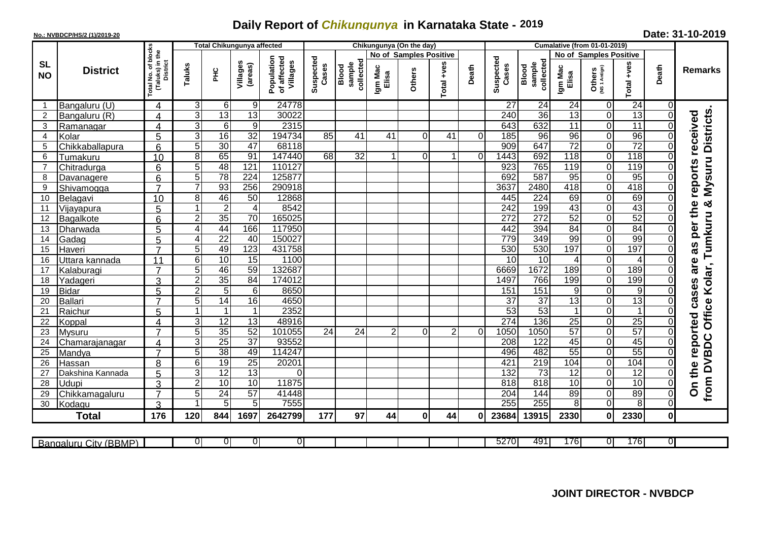# Daily Report of *Chikungunya* in Karnataka State - 2019

**No.: NVBDCP/HS/2 (1)/2019-20**

**Date: 31-10-2019**

| SL NO | District | Total No. of blocks (Taluks) in the District | Total Chikungunya affected | | | | Chikungunya (On the day) | | | | | | | Cumalative (from 01-01-2019) | | | | | | | Remarks |
|---|---|---|---|---|---|---|---|---|---|---|---|---|---|---|---|---|---|---|---|---|---|
| | | | | | | | | | No of Samples Positive | | | | | | | No of Samples Positive | | | | | |
| | | | Taluks | PHC | Villages (areas) | Population of affected Villages | Suspected Cases | Blood sample collected | Igm Mac Elisa | Others | Total +ves | Death | Suspected Cases | Blood sample collected | Igm Mac Elisa | Others (NS1 Antign) | Total +ves | Death | |
| 1 | Bangaluru (U) | 4 | 3 | 6 | 9 | 24778 | | | | | | | 27 | 24 | 24 | 0 | 24 | 0 | On the reported cases are as per the reports received from DVBDC Office Kolar, Tumkuru & Mysuru Districts. |
| 2 | Bangaluru (R) | 4 | 3 | 13 | 13 | 30022 | | | | | | | 240 | 36 | 13 | 0 | 13 | 0 | |
| 3 | Ramanagar | 4 | 3 | 6 | 9 | 2315 | | | | | | | 643 | 632 | 11 | 0 | 11 | 0 | |
| 4 | Kolar | 5 | 3 | 16 | 32 | 194734 | 85 | 41 | 41 | 0 | 41 | 0 | 185 | 96 | 96 | 0 | 96 | 0 | |
| 5 | Chikkaballapura | 6 | 5 | 30 | 47 | 68118 | | | | | | | 909 | 647 | 72 | 0 | 72 | 0 | |
| 6 | Tumakuru | 10 | 8 | 65 | 91 | 147440 | 68 | 32 | 1 | 0 | 1 | 0 | 1443 | 692 | 118 | 0 | 118 | 0 | |
| 7 | Chitradurga | 6 | 5 | 48 | 121 | 110127 | | | | | | | 923 | 765 | 119 | 0 | 119 | 0 | |
| 8 | Davanagere | 6 | 5 | 78 | 224 | 125877 | | | | | | | 692 | 587 | 95 | 0 | 95 | 0 | |
| 9 | Shivamogga | 7 | 7 | 93 | 256 | 290918 | | | | | | | 3637 | 2480 | 418 | 0 | 418 | 0 | |
| 10 | Belagavi | 10 | 8 | 46 | 50 | 12868 | | | | | | | 445 | 224 | 69 | 0 | 69 | 0 | |
| 11 | Vijayapura | 5 | 1 | 2 | 4 | 8542 | | | | | | | 242 | 199 | 43 | 0 | 43 | 0 | |
| 12 | Bagalkote | 6 | 2 | 35 | 70 | 165025 | | | | | | | 272 | 272 | 52 | 0 | 52 | 0 | |
| 13 | Dharwada | 5 | 4 | 44 | 166 | 117950 | | | | | | | 442 | 394 | 84 | 0 | 84 | 0 | |
| 14 | Gadag | 5 | 4 | 22 | 40 | 150027 | | | | | | | 779 | 349 | 99 | 0 | 99 | 0 | |
| 15 | Haveri | 7 | 5 | 49 | 123 | 431758 | | | | | | | 530 | 530 | 197 | 0 | 197 | 0 | |
| 16 | Uttara kannada | 11 | 6 | 10 | 15 | 1100 | | | | | | | 10 | 10 | 4 | 0 | 4 | 0 | |
| 17 | Kalaburagi | 7 | 5 | 46 | 59 | 132687 | | | | | | | 6669 | 1672 | 189 | 0 | 189 | 0 | |
| 18 | Yadageri | 3 | 2 | 35 | 84 | 174012 | | | | | | | 1497 | 766 | 199 | 0 | 199 | 0 | |
| 19 | Bidar | 5 | 2 | 5 | 6 | 8650 | | | | | | | 151 | 151 | 9 | 0 | 9 | 0 | |
| 20 | Ballari | 7 | 5 | 14 | 16 | 4650 | | | | | | | 37 | 37 | 13 | 0 | 13 | 0 | |
| 21 | Raichur | 5 | 1 | 1 | 1 | 2352 | | | | | | | 53 | 53 | 1 | 0 | 1 | 0 | |
| 22 | Koppal | 4 | 3 | 12 | 13 | 48916 | | | | | | | 274 | 136 | 25 | 0 | 25 | 0 | |
| 23 | Mysuru | 7 | 5 | 35 | 52 | 101055 | 24 | 24 | 2 | 0 | 2 | 0 | 1050 | 1050 | 57 | 0 | 57 | 0 | |
| 24 | Chamarajanagar | 4 | 3 | 25 | 37 | 93552 | | | | | | | 208 | 122 | 45 | 0 | 45 | 0 | |
| 25 | Mandya | 7 | 5 | 38 | 49 | 114247 | | | | | | | 496 | 482 | 55 | 0 | 55 | 0 | |
| 26 | Hassan | 8 | 6 | 19 | 25 | 20201 | | | | | | | 421 | 219 | 104 | 0 | 104 | 0 | |
| 27 | Dakshina Kannada | 5 | 3 | 12 | 13 | 0 | | | | | | | 132 | 73 | 12 | 0 | 12 | 0 | |
| 28 | Udupi | 3 | 2 | 10 | 10 | 11875 | | | | | | | 818 | 818 | 10 | 0 | 10 | 0 | |
| 29 | Chikkamagaluru | 7 | 5 | 24 | 57 | 41448 | | | | | | | 204 | 144 | 89 | 0 | 89 | 0 | |
| 30 | Kodagu | 3 | 1 | 5 | 5 | 7555 | | | | | | | 255 | 255 | 8 | 0 | 8 | 0 | |
| **Total** | | **176** | **120** | **844** | **1697** | **2642799** | **177** | **97** | **44** | **0** | **44** | **0** | **23684** | **13915** | **2330** | **0** | **2330** | **0** | |

| Bangaluru City (BBMP) | | 0 | 0 | 0 | 0 | | | | | | | 5270 | 491 | 176 | 0 | 176 | 0 | |
|---|---|---|---|---|---|---|---|---|---|---|---|---|---|---|---|---|---|---|

**JOINT DIRECTOR - NVBDCP**